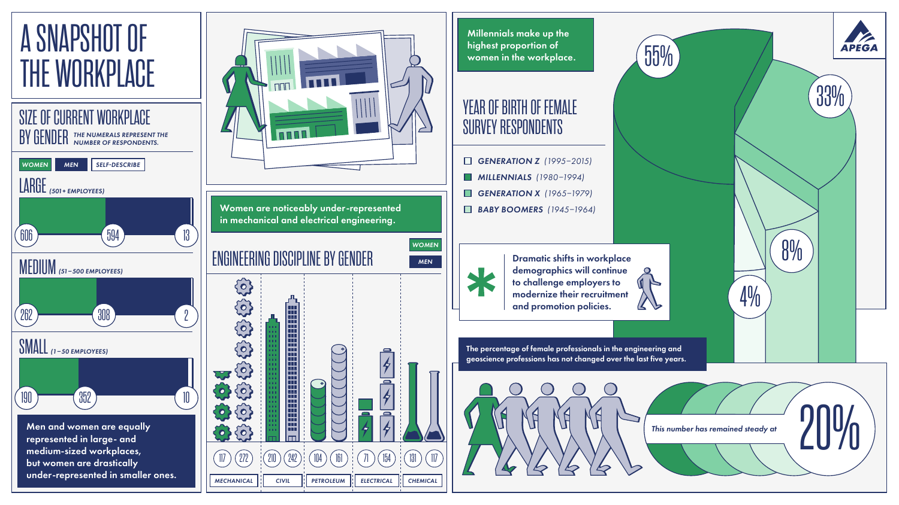# A SNAPSHOT OF THE WORKPLACE

## SIZE OF CURRENT WORKPLACE BY GENDER

*THE NUMERALS REPRESENT THE NUMBER OF RESPONDENTS.*

| Size | WOMEN | MEN | SELF-DESCRIBE |
|---|---|---|---|
| LARGE (501+ EMPLOYEES) | 606 | 594 | 13 |
| MEDIUM (51–500 EMPLOYEES) | 262 | 308 | 2 |
| SMALL (1–50 EMPLOYEES) | 190 | 352 | 10 |

**Men and women are equally represented in large- and medium-sized workplaces, but women are drastically under-represented in smaller ones.**

**Women are noticeably under-represented in mechanical and electrical engineering.**

## ENGINEERING DISCIPLINE BY GENDER

| Discipline | WOMEN | MEN |
|---|---|---|
| MECHANICAL | 117 | 272 |
| CIVIL | 210 | 242 |
| PETROLEUM | 104 | 161 |
| ELECTRICAL | 71 | 154 |
| CHEMICAL | 131 | 117 |

**Millennials make up the highest proportion of women in the workplace.**

## YEAR OF BIRTH OF FEMALE SURVEY RESPONDENTS

- ***GENERATION Z*** *(1995–2015)* — 4%
- ***MILLENNIALS*** *(1980–1994)* — 55%
- ***GENERATION X*** *(1965–1979)* — 33%
- ***BABY BOOMERS*** *(1945–1964)* — 8%

**Dramatic shifts in workplace demographics will continue to challenge employers to modernize their recruitment and promotion policies.**

**The percentage of female professionals in the engineering and geoscience professions has not changed over the last five years.**

*This number has remained steady at* 20%

APEGA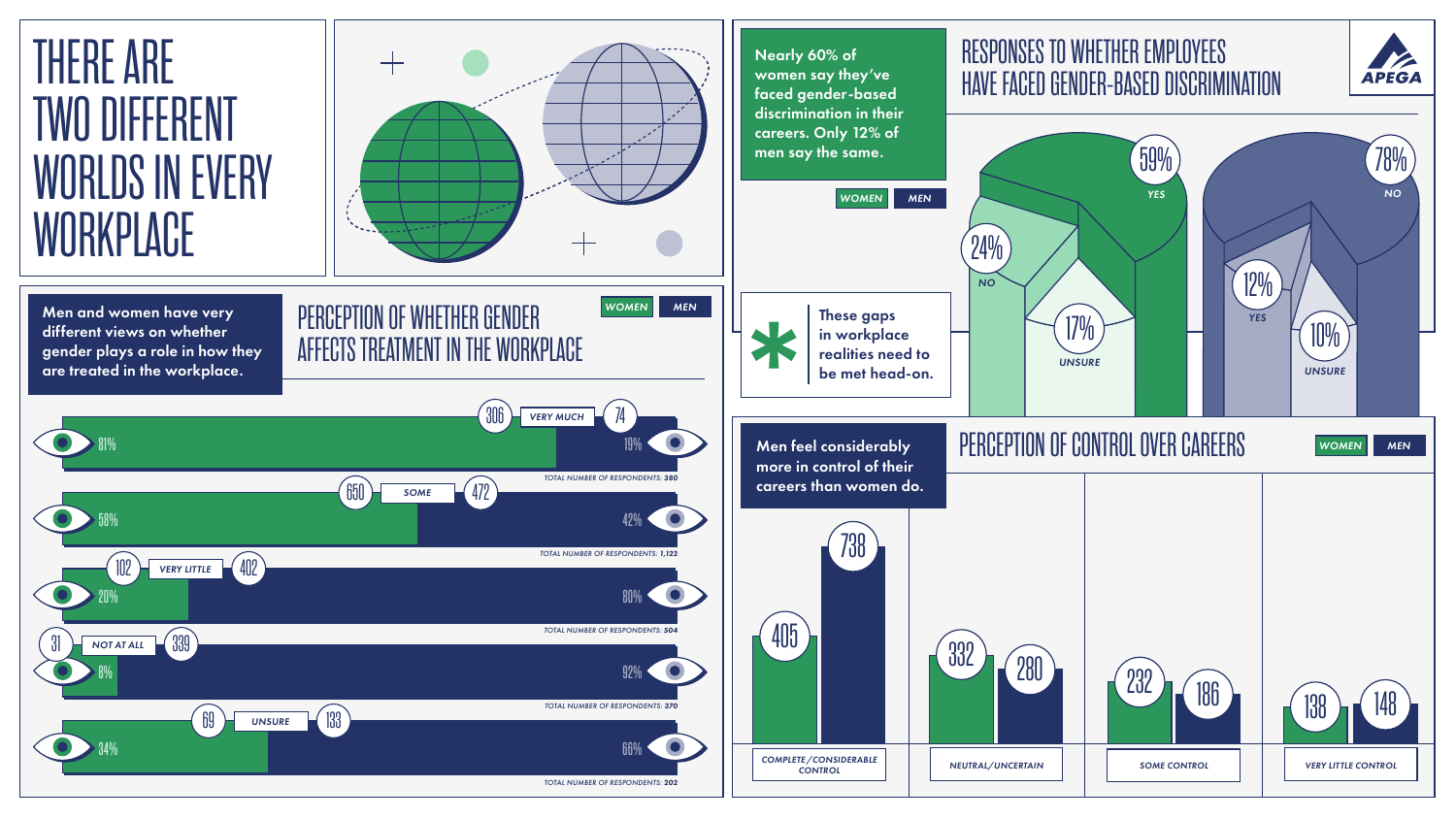# THERE ARE TWO DIFFERENT WORLDS IN EVERY WORKPLACE

## PERCEPTION OF WHETHER GENDER AFFECTS TREATMENT IN THE WORKPLACE

Men and women have very different views on whether gender plays a role in how they are treated in the workplace.

WOMEN | MEN

| Response | Women (n) | Women (%) | Men (n) | Men (%) | Total number of respondents |
|---|---|---|---|---|---|
| VERY MUCH | 306 | 81% | 74 | 19% | 380 |
| SOME | 650 | 58% | 472 | 42% | 1,122 |
| VERY LITTLE | 102 | 20% | 402 | 80% | 504 |
| NOT AT ALL | 31 | 8% | 339 | 92% | 370 |
| UNSURE | 69 | 34% | 133 | 66% | 202 |

## RESPONSES TO WHETHER EMPLOYEES HAVE FACED GENDER-BASED DISCRIMINATION

APEGA

Nearly 60% of women say they've faced gender-based discrimination in their careers. Only 12% of men say the same.

WOMEN | MEN

| Response | Women | Men |
|---|---|---|
| YES | 59% | 12% |
| NO | 24% | 78% |
| UNSURE | 17% | 10% |

These gaps in workplace realities need to be met head-on.

## PERCEPTION OF CONTROL OVER CAREERS

Men feel considerably more in control of their careers than women do.

WOMEN | MEN

| | Women | Men |
|---|---|---|
| COMPLETE/CONSIDERABLE CONTROL | 405 | 738 |
| NEUTRAL/UNCERTAIN | 332 | 280 |
| SOME CONTROL | 232 | 186 |
| VERY LITTLE CONTROL | 138 | 148 |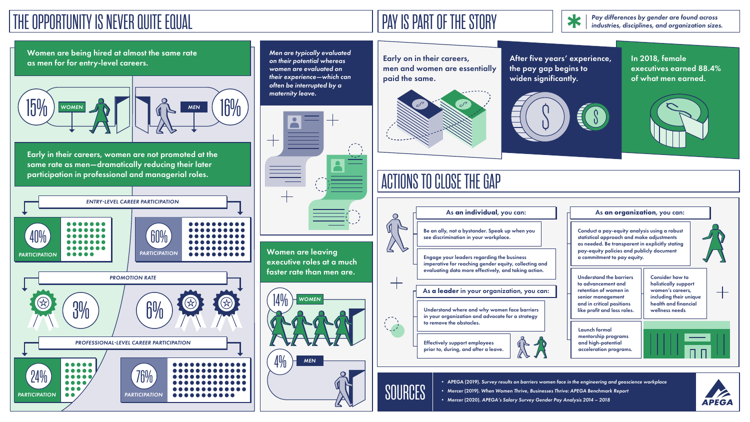# THE OPPORTUNITY IS NEVER QUITE EQUAL

**Women are being hired at almost the same rate as men for for entry-level careers.**

15% WOMEN

MEN 16%

**Early in their careers, women are not promoted at the same rate as men—dramatically reducing their later participation in professional and managerial roles.**

ENTRY-LEVEL CAREER PARTICIPATION

40% PARTICIPATION

60% PARTICIPATION

PROMOTION RATE

3%

6%

PROFESSIONAL-LEVEL CAREER PARTICIPATION

24% PARTICIPATION

76% PARTICIPATION

*Men are typically evaluated on their potential whereas women are evaluated on their experience—which can often be interrupted by a maternity leave.*

**Women are leaving executive roles at a much faster rate than men are.**

14% WOMEN

4% MEN

# PAY IS PART OF THE STORY

*Pay differences by gender are found across industries, disciplines, and organization sizes.*

Early on in their careers, men and women are essentially paid the same.

After five years' experience, the pay gap begins to widen significantly.

In 2018, female executives earned 88.4% of what men earned.

# ACTIONS TO CLOSE THE GAP

## As **an individual**, you can:

- Be an ally, not a bystander. Speak up when you see discrimination in your workplace.
- Engage your leaders regarding the business imperative for reaching gender equity, collecting and evaluating data more effectively, and taking action.

## As **a leader** in your organization, you can:

- Understand where and why women face barriers in your organization and advocate for a strategy to remove the obstacles.
- Effectively support employees prior to, during, and after a leave.

## As **an organization**, you can:

- Conduct a pay-equity analysis using a robust statistical approach and make adjustments as needed. Be transparent in explicitly stating pay-equity policies and publicly document a commitment to pay equity.
- Understand the barriers to advancement and retention of women in senior management and in critical positions like profit and loss roles.
- Consider how to holistically support women's careers, including their unique health and financial wellness needs.
- Launch formal mentorship programs and high-potential acceleration programs.

# SOURCES

- APEGA (2019). *Survey results on barriers women face in the engineering and geoscience workplace*
- Mercer (2019). *When Women Thrive, Businesses Thrive: APEGA Benchmark Report*
- Mercer (2020). *APEGA's Salary Survey Gender Pay Analysis 2014 – 2018*

APEGA